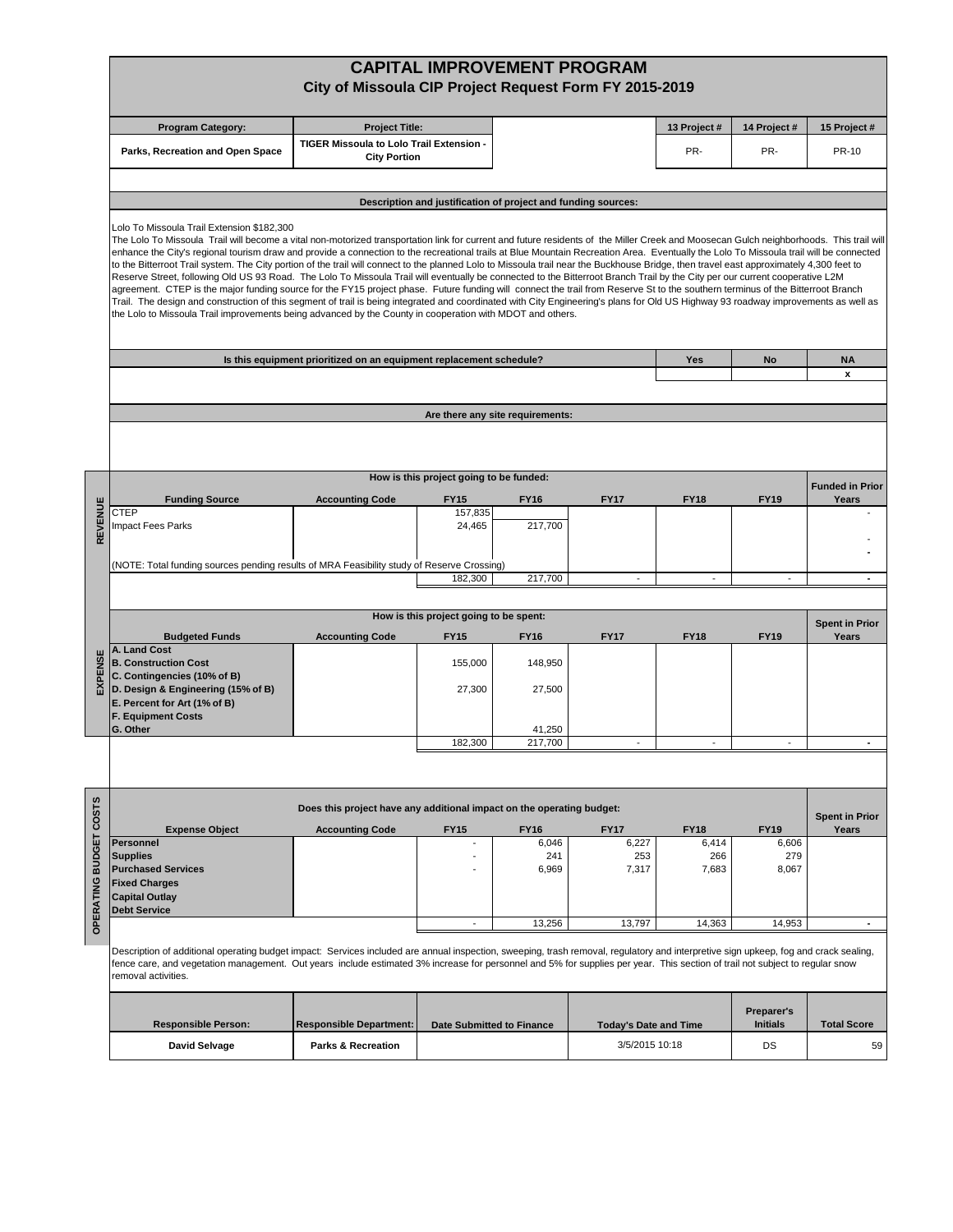# CAPITAL IMPROVEMENT PROGRAM

## City of Missoula CIP Project Request Form FY 2015-2019

| Program Category: | Project Title: | | 13 Project # | 14 Project # | 15 Project # |
|---|---|---|---|---|---|
| Parks, Recreation and Open Space | TIGER Missoula to Lolo Trail Extension - City Portion | | PR- | PR- | PR-10 |

### Description and justification of project and funding sources:

Lolo To Missoula Trail Extension $182,300

The Lolo To Missoula Trail will become a vital non-motorized transportation link for current and future residents of the Miller Creek and Moosecan Gulch neighborhoods. This trail will enhance the City's regional tourism draw and provide a connection to the recreational trails at Blue Mountain Recreation Area. Eventually the Lolo To Missoula trail will be connected to the Bitterroot Trail system. The City portion of the trail will connect to the planned Lolo to Missoula trail near the Buckhouse Bridge, then travel east approximately 4,300 feet to Reserve Street, following Old US 93 Road. The Lolo To Missoula Trail will eventually be connected to the Bitterroot Branch Trail by the City per our current cooperative L2M agreement. CTEP is the major funding source for the FY15 project phase. Future funding will connect the trail from Reserve St to the southern terminus of the Bitterroot Branch Trail. The design and construction of this segment of trail is being integrated and coordinated with City Engineering's plans for Old US Highway 93 roadway improvements as well as the Lolo to Missoula Trail improvements being advanced by the County in cooperation with MDOT and others.

| Is this equipment prioritized on an equipment replacement schedule? | Yes | No | NA |
|---|---|---|---|
| | | | x |

### Are there any site requirements:

## REVENUE

| Funding Source | Accounting Code | FY15 | FY16 | FY17 | FY18 | FY19 | Funded in Prior Years |
|---|---|---|---|---|---|---|---|
| CTEP | | 157,835 | | | | | - |
| Impact Fees Parks | | 24,465 | 217,700 | | | | |
| | | | | | | | - |
| | | | | | | | - |
| (NOTE: Total funding sources pending results of MRA Feasibility study of Reserve Crossing) | | | | | | | |
| | | 182,300 | 217,700 | - | - | - | - |

## EXPENSE

| Budgeted Funds | Accounting Code | FY15 | FY16 | FY17 | FY18 | FY19 | Spent in Prior Years |
|---|---|---|---|---|---|---|---|
| A. Land Cost | | | | | | | |
| B. Construction Cost | | 155,000 | 148,950 | | | | |
| C. Contingencies (10% of B) | | | | | | | |
| D. Design & Engineering (15% of B) | | 27,300 | 27,500 | | | | |
| E. Percent for Art (1% of B) | | | | | | | |
| F. Equipment Costs | | | | | | | |
| G. Other | | | 41,250 | | | | |
| | | 182,300 | 217,700 | - | - | - | - |

## OPERATING BUDGET COSTS

Does this project have any additional impact on the operating budget:

| Expense Object | Accounting Code | FY15 | FY16 | FY17 | FY18 | FY19 | Spent in Prior Years |
|---|---|---|---|---|---|---|---|
| Personnel | | - | 6,046 | 6,227 | 6,414 | 6,606 | |
| Supplies | | - | 241 | 253 | 266 | 279 | |
| Purchased Services | | - | 6,969 | 7,317 | 7,683 | 8,067 | |
| Fixed Charges | | | | | | | |
| Capital Outlay | | | | | | | |
| Debt Service | | | | | | | |
| | | - | 13,256 | 13,797 | 14,363 | 14,953 | - |

Description of additional operating budget impact: Services included are annual inspection, sweeping, trash removal, regulatory and interpretive sign upkeep, fog and crack sealing, fence care, and vegetation management. Out years include estimated 3% increase for personnel and 5% for supplies per year. This section of trail not subject to regular snow removal activities.

| Responsible Person: | Responsible Department: | Date Submitted to Finance | Today's Date and Time | Preparer's Initials | Total Score |
|---|---|---|---|---|---|
| David Selvage | Parks & Recreation | | 3/5/2015 10:18 | DS | 59 |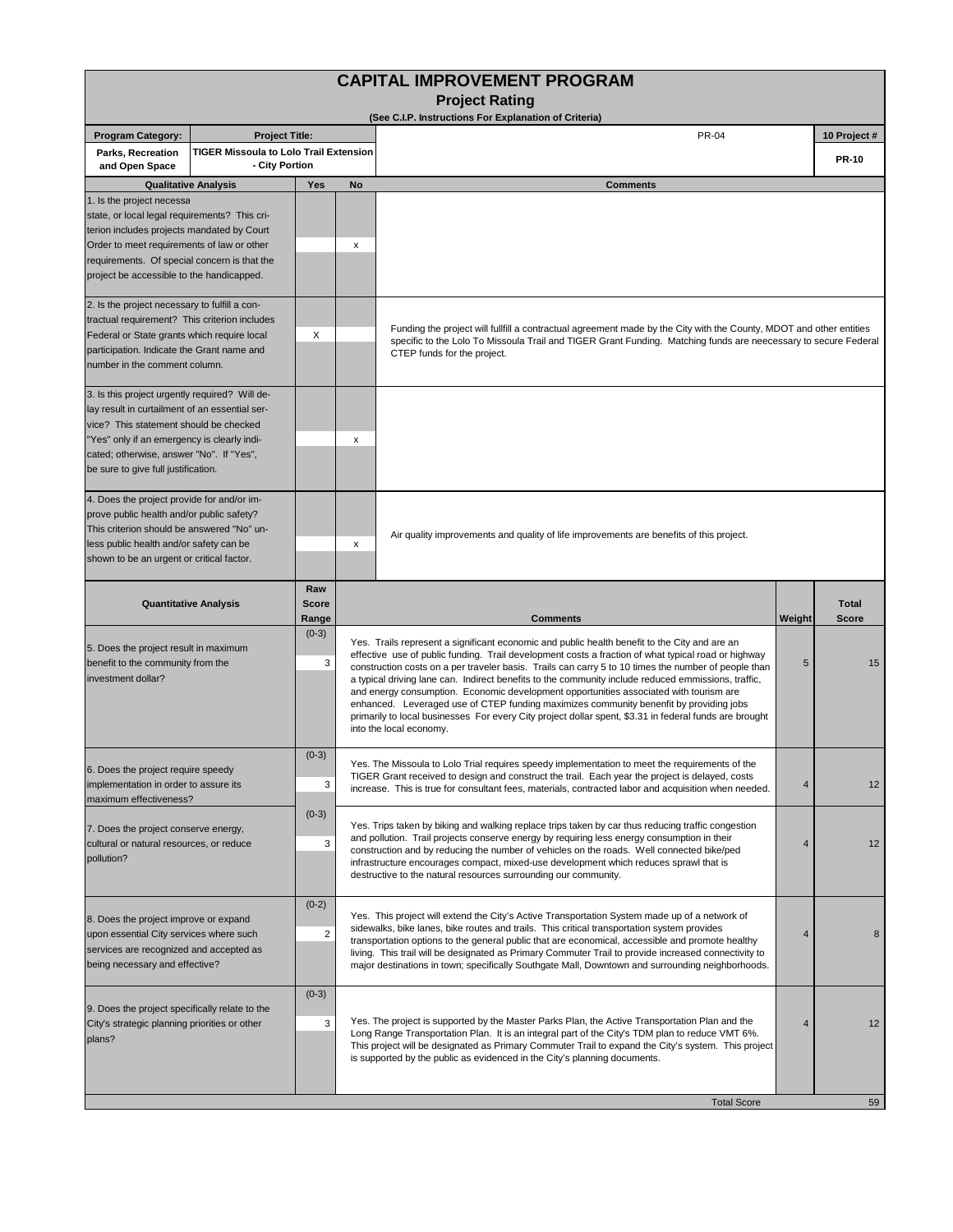# CAPITAL IMPROVEMENT PROGRAM

## Project Rating

(See C.I.P. Instructions For Explanation of Criteria)

| Program Category: | Project Title: | | 10 Project # |
|---|---|---|---|
| Parks, Recreation and Open Space | TIGER Missoula to Lolo Trail Extension - City Portion | PR-04 | PR-10 |

| Qualitative Analysis | Yes | No | Comments |
|---|---|---|---|
| 1. Is the project necessa state, or local legal requirements? This criterion includes projects mandated by Court Order to meet requirements of law or other requirements. Of special concern is that the project be accessible to the handicapped. | | x | |
| 2. Is the project necessary to fulfill a contractual requirement? This criterion includes Federal or State grants which require local participation. Indicate the Grant name and number in the comment column. | X | | Funding the project will fullfill a contractual agreement made by the City with the County, MDOT and other entities specific to the Lolo To Missoula Trail and TIGER Grant Funding. Matching funds are neecessary to secure Federal CTEP funds for the project. |
| 3. Is this project urgently required? Will delay result in curtailment of an essential service? This statement should be checked "Yes" only if an emergency is clearly indicated; otherwise, answer "No". If "Yes", be sure to give full justification. | | x | |
| 4. Does the project provide for and/or improve public health and/or public safety? This criterion should be answered "No" unless public health and/or safety can be shown to be an urgent or critical factor. | | x | Air quality improvements and quality of life improvements are benefits of this project. |

| Quantitative Analysis | Raw Score Range | Raw Score | Comments | Weight | Total Score |
|---|---|---|---|---|---|
| 5. Does the project result in maximum benefit to the community from the investment dollar? | (0-3) | 3 | Yes. Trails represent a significant economic and public health benefit to the City and are an effective use of public funding. Trail development costs a fraction of what typical road or highway construction costs on a per traveler basis. Trails can carry 5 to 10 times the number of people than a typical driving lane can. Indirect benefits to the community include reduced emmissions, traffic, and energy consumption. Economic development opportunities associated with tourism are enhanced. Leveraged use of CTEP funding maximizes community benenfit by providing jobs primarily to local businesses For every City project dollar spent, $3.31 in federal funds are brought into the local economy. | 5 | 15 |
| 6. Does the project require speedy implementation in order to assure its maximum effectiveness? | (0-3) | 3 | Yes. The Missoula to Lolo Trial requires speedy implementation to meet the requirements of the TIGER Grant received to design and construct the trail. Each year the project is delayed, costs increase. This is true for consultant fees, materials, contracted labor and acquisition when needed. | 4 | 12 |
| 7. Does the project conserve energy, cultural or natural resources, or reduce pollution? | (0-3) | 3 | Yes. Trips taken by biking and walking replace trips taken by car thus reducing traffic congestion and pollution. Trail projects conserve energy by requiring less energy consumption in their construction and by reducing the number of vehicles on the roads. Well connected bike/ped infrastructure encourages compact, mixed-use development which reduces sprawl that is destructive to the natural resources surrounding our community. | 4 | 12 |
| 8. Does the project improve or expand upon essential City services where such services are recognized and accepted as being necessary and effective? | (0-2) | 2 | Yes. This project will extend the City's Active Transportation System made up of a network of sidewalks, bike lanes, bike routes and trails. This critical transportation system provides transportation options to the general public that are economical, accessible and promote healthy living. This trail will be designated as Primary Commuter Trail to provide increased connectivity to major destinations in town; specifically Southgate Mall, Downtown and surrounding neighborhoods. | 4 | 8 |
| 9. Does the project specifically relate to the City's strategic planning priorities or other plans? | (0-3) | 3 | Yes. The project is supported by the Master Parks Plan, the Active Transportation Plan and the Long Range Transportation Plan. It is an integral part of the City's TDM plan to reduce VMT 6%. This project will be designated as Primary Commuter Trail to expand the City's system. This project is supported by the public as evidenced in the City's planning documents. | 4 | 12 |
| | | | Total Score | | 59 |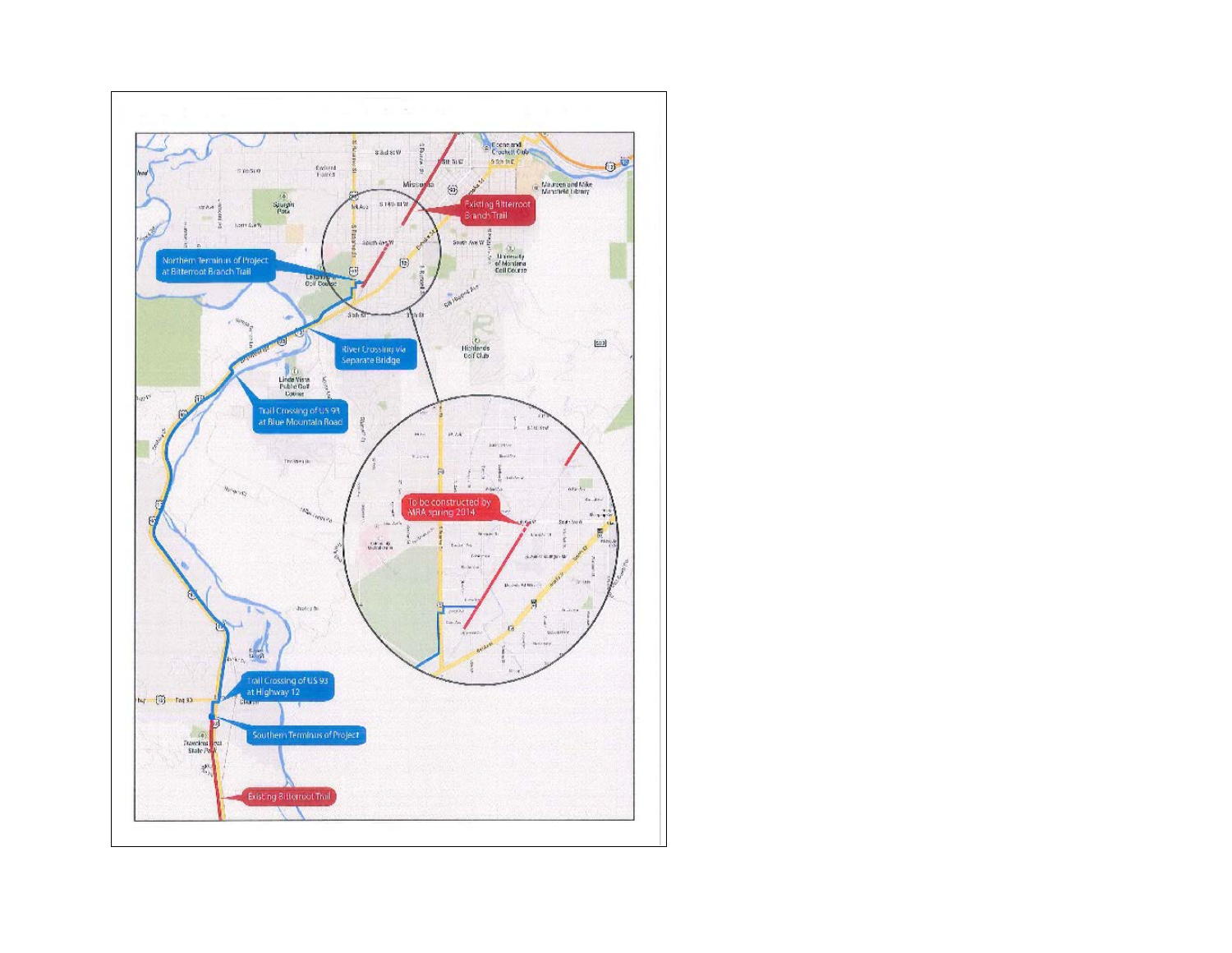Existing Bitterroot Branch Trail

Northern Terminus of Project at Bitterroot Branch Trail

River Crossing via Separate Bridge

Trail Crossing of US 93 at Blue Mountain Road

To be constructed by MRA spring 2014

Trail Crossing of US 93 at Highway 12

Southern Terminus of Project

Existing Bitterroot Trail